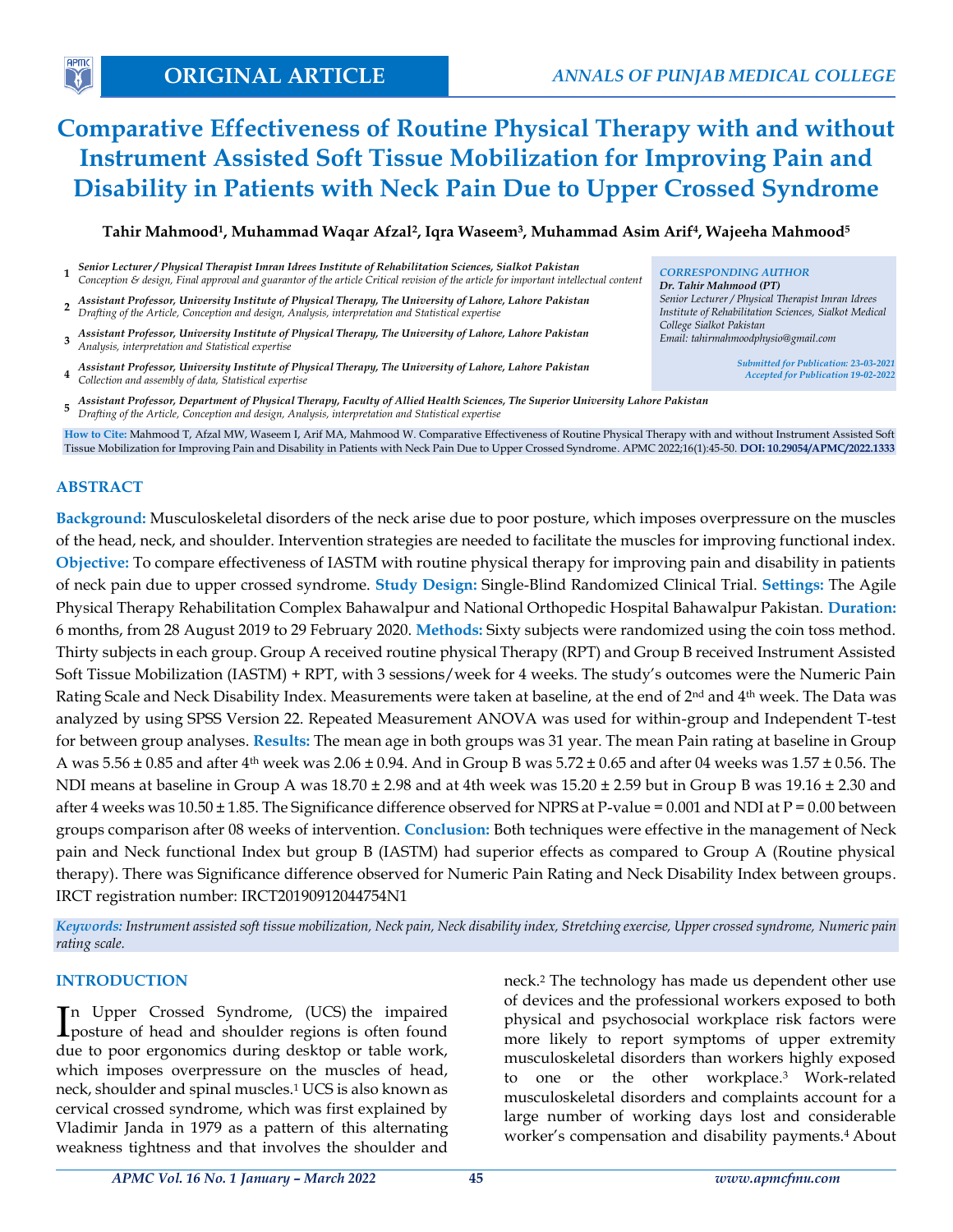ORIGINAL ARTICLE

# Comparative Effectiveness of Routine Physical Therapy with and without Instrument Assisted Soft Tissue Mobilization for Improving Pain and Disability in Patients with Neck Pain Due to Upper Crossed Syndrome

**Tahir Mahmood[1], Muhammad Waqar Afzal[2], Iqra Waseem[3], Muhammad Asim Arif[4], Wajeeha Mahmood[5]**

1. *Senior Lecturer / Physical Therapist Imran Idrees Institute of Rehabilitation Sciences, Sialkot Pakistan*
   *Conception & design, Final approval and guarantor of the article Critical revision of the article for important intellectual content*
2. *Assistant Professor, University Institute of Physical Therapy, The University of Lahore, Lahore Pakistan*
   *Drafting of the Article, Conception and design, Analysis, interpretation and Statistical expertise*
3. *Assistant Professor, University Institute of Physical Therapy, The University of Lahore, Lahore Pakistan*
   *Analysis, interpretation and Statistical expertise*
4. *Assistant Professor, University Institute of Physical Therapy, The University of Lahore, Lahore Pakistan*
   *Collection and assembly of data, Statistical expertise*
5. *Assistant Professor, Department of Physical Therapy, Faculty of Allied Health Sciences, The Superior University Lahore Pakistan*
   *Drafting of the Article, Conception and design, Analysis, interpretation and Statistical expertise*

*CORRESPONDING AUTHOR*
***Dr. Tahir Mahmood (PT)***
*Senior Lecturer / Physical Therapist Imran Idrees Institute of Rehabilitation Sciences, Sialkot Medical College Sialkot Pakistan*
*Email: tahirmahmoodphysio@gmail.com*

*Submitted for Publication: 23-03-2021*
*Accepted for Publication 19-02-2022*

**How to Cite:** Mahmood T, Afzal MW, Waseem I, Arif MA, Mahmood W. Comparative Effectiveness of Routine Physical Therapy with and without Instrument Assisted Soft Tissue Mobilization for Improving Pain and Disability in Patients with Neck Pain Due to Upper Crossed Syndrome. APMC 2022;16(1):45-50. **DOI: 10.29054/APMC/2022.1333**

## ABSTRACT

**Background:** Musculoskeletal disorders of the neck arise due to poor posture, which imposes overpressure on the muscles of the head, neck, and shoulder. Intervention strategies are needed to facilitate the muscles for improving functional index. **Objective:** To compare effectiveness of IASTM with routine physical therapy for improving pain and disability in patients of neck pain due to upper crossed syndrome. **Study Design:** Single-Blind Randomized Clinical Trial. **Settings:** The Agile Physical Therapy Rehabilitation Complex Bahawalpur and National Orthopedic Hospital Bahawalpur Pakistan. **Duration:** 6 months, from 28 August 2019 to 29 February 2020. **Methods:** Sixty subjects were randomized using the coin toss method. Thirty subjects in each group. Group A received routine physical Therapy (RPT) and Group B received Instrument Assisted Soft Tissue Mobilization (IASTM) + RPT, with 3 sessions/week for 4 weeks. The study's outcomes were the Numeric Pain Rating Scale and Neck Disability Index. Measurements were taken at baseline, at the end of 2nd and 4th week. The Data was analyzed by using SPSS Version 22. Repeated Measurement ANOVA was used for within-group and Independent T-test for between group analyses. **Results:** The mean age in both groups was 31 year. The mean Pain rating at baseline in Group A was 5.56 ± 0.85 and after 4th week was 2.06 ± 0.94. And in Group B was 5.72 ± 0.65 and after 04 weeks was 1.57 ± 0.56. The NDI means at baseline in Group A was 18.70 ± 2.98 and at 4th week was 15.20 ± 2.59 but in Group B was 19.16 ± 2.30 and after 4 weeks was 10.50 ± 1.85. The Significance difference observed for NPRS at P-value = 0.001 and NDI at P = 0.00 between groups comparison after 08 weeks of intervention. **Conclusion:** Both techniques were effective in the management of Neck pain and Neck functional Index but group B (IASTM) had superior effects as compared to Group A (Routine physical therapy). There was Significance difference observed for Numeric Pain Rating and Neck Disability Index between groups. IRCT registration number: IRCT20190912044754N1

***Keywords:*** *Instrument assisted soft tissue mobilization, Neck pain, Neck disability index, Stretching exercise, Upper crossed syndrome, Numeric pain rating scale.*

## INTRODUCTION

In Upper Crossed Syndrome, (UCS) the impaired posture of head and shoulder regions is often found due to poor ergonomics during desktop or table work, which imposes overpressure on the muscles of head, neck, shoulder and spinal muscles.[1] UCS is also known as cervical crossed syndrome, which was first explained by Vladimir Janda in 1979 as a pattern of this alternating weakness tightness and that involves the shoulder and neck.[2] The technology has made us dependent other use of devices and the professional workers exposed to both physical and psychosocial workplace risk factors were more likely to report symptoms of upper extremity musculoskeletal disorders than workers highly exposed to one or the other workplace.[3] Work-related musculoskeletal disorders and complaints account for a large number of working days lost and considerable worker's compensation and disability payments.[4] About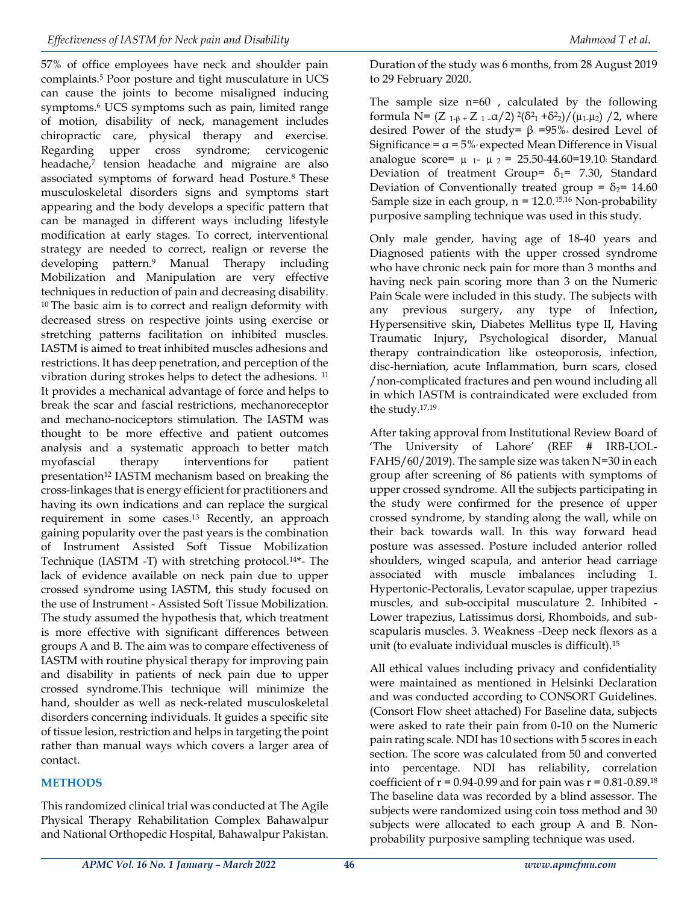57% of office employees have neck and shoulder pain complaints.[5] Poor posture and tight musculature in UCS can cause the joints to become misaligned inducing symptoms.[6] UCS symptoms such as pain, limited range of motion, disability of neck, management includes chiropractic care, physical therapy and exercise. Regarding upper cross syndrome; cervicogenic headache,[7] tension headache and migraine are also associated symptoms of forward head Posture.[8] These musculoskeletal disorders signs and symptoms start appearing and the body develops a specific pattern that can be managed in different ways including lifestyle modification at early stages. To correct, interventional strategy are needed to correct, realign or reverse the developing pattern.[9] Manual Therapy including Mobilization and Manipulation are very effective techniques in reduction of pain and decreasing disability.[10] The basic aim is to correct and realign deformity with decreased stress on respective joints using exercise or stretching patterns facilitation on inhibited muscles. IASTM is aimed to treat inhibited muscles adhesions and restrictions. It has deep penetration, and perception of the vibration during strokes helps to detect the adhesions.[11] It provides a mechanical advantage of force and helps to break the scar and fascial restrictions, mechanoreceptor and mechano-nociceptors stimulation. The IASTM was thought to be more effective and patient outcomes analysis and a systematic approach to better match myofascial therapy interventions for patient presentation[12] IASTM mechanism based on breaking the cross-linkages that is energy efficient for practitioners and having its own indications and can replace the surgical requirement in some cases.[13] Recently, an approach gaining popularity over the past years is the combination of Instrument Assisted Soft Tissue Mobilization Technique (IASTM -T) with stretching protocol.[14*]- The lack of evidence available on neck pain due to upper crossed syndrome using IASTM, this study focused on the use of Instrument - Assisted Soft Tissue Mobilization. The study assumed the hypothesis that, which treatment is more effective with significant differences between groups A and B. The aim was to compare effectiveness of IASTM with routine physical therapy for improving pain and disability in patients of neck pain due to upper crossed syndrome.This technique will minimize the hand, shoulder as well as neck-related musculoskeletal disorders concerning individuals. It guides a specific site of tissue lesion, restriction and helps in targeting the point rather than manual ways which covers a larger area of contact.

## METHODS

This randomized clinical trial was conducted at The Agile Physical Therapy Rehabilitation Complex Bahawalpur and National Orthopedic Hospital, Bahawalpur Pakistan. Duration of the study was 6 months, from 28 August 2019 to 29 February 2020.

The sample size n=60 , calculated by the following formula $N= (Z_{1-\beta} + Z_{1-\alpha/2})^2(\delta^2_1 + \delta^2_2)/(\mu_1 - \mu_2)$ /2, where desired Power of the study= $\beta$ =95%, desired Level of Significance = $\alpha$ = 5%, expected Mean Difference in Visual analogue score= $\mu_1 - \mu_2$ = 25.50-44.60=19.10, Standard Deviation of treatment Group= $\delta_1$= 7.30, Standard Deviation of Conventionally treated group = $\delta_2$= 14.60, Sample size in each group, n = 12.0.[15,16] Non-probability purposive sampling technique was used in this study.

Only male gender, having age of 18-40 years and Diagnosed patients with the upper crossed syndrome who have chronic neck pain for more than 3 months and having neck pain scoring more than 3 on the Numeric Pain Scale were included in this study. The subjects with any previous surgery, any type of Infection, Hypersensitive skin, Diabetes Mellitus type II, Having Traumatic Injury, Psychological disorder, Manual therapy contraindication like osteoporosis, infection, disc-herniation, acute Inflammation, burn scars, closed /non-complicated fractures and pen wound including all in which IASTM is contraindicated were excluded from the study.[17,19]

After taking approval from Institutional Review Board of 'The University of Lahore' (REF # IRB-UOL-FAHS/60/2019). The sample size was taken N=30 in each group after screening of 86 patients with symptoms of upper crossed syndrome. All the subjects participating in the study were confirmed for the presence of upper crossed syndrome, by standing along the wall, while on their back towards wall. In this way forward head posture was assessed. Posture included anterior rolled shoulders, winged scapula, and anterior head carriage associated with muscle imbalances including 1. Hypertonic-Pectoralis, Levator scapulae, upper trapezius muscles, and sub-occipital musculature 2. Inhibited - Lower trapezius, Latissimus dorsi, Rhomboids, and sub-scapularis muscles. 3. Weakness -Deep neck flexors as a unit (to evaluate individual muscles is difficult).[15]

All ethical values including privacy and confidentiality were maintained as mentioned in Helsinki Declaration and was conducted according to CONSORT Guidelines. (Consort Flow sheet attached) For Baseline data, subjects were asked to rate their pain from 0-10 on the Numeric pain rating scale. NDI has 10 sections with 5 scores in each section. The score was calculated from 50 and converted into percentage. NDI has reliability, correlation coefficient of r = 0.94-0.99 and for pain was r = 0.81-0.89.[18] The baseline data was recorded by a blind assessor. The subjects were randomized using coin toss method and 30 subjects were allocated to each group A and B. Non-probability purposive sampling technique was used.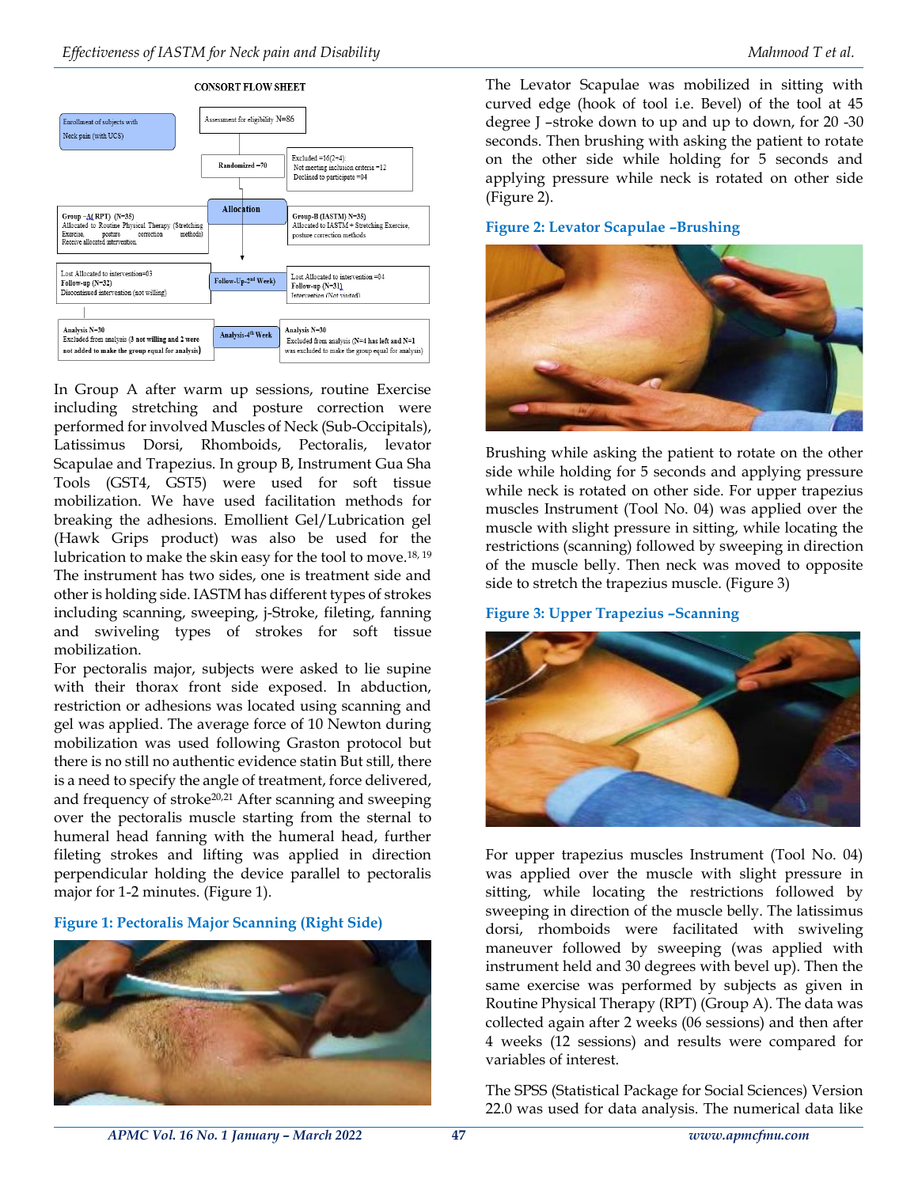CONSORT FLOW SHEET

Enrollment of subjects with Neck pain (with UCS)

Assessment for eligibility N=86

Randomized =70

Excluded =16(2+4): Not meeting inclusion criteria =12 Declined to participate =04

Allocation

Group –A( RPT) (N=35) Allocated to Routine Physical Therapy (Stretching Exercise, posture correction methods) Receive allocated intervention.

Group-B (IASTM) N=35) Allocated to IASTM + Stretching Exercise, posture correction methods

Lost Allocated to intervention=03 Follow-up (N=32) Discontinued intervention (not willing)

Follow-Up-2nd Week)

Lost Allocated to intervention =04 Follow-up (N=31) Intervention (Not visited)

Analysis N=30 Excluded from analysis (3 not willing and 2 were not added to make the group equal for analysis)

Analysis-4th Week

Analysis N=30 Excluded from analysis (N=4 has left and N=1 was excluded to make the group equal for analysis)

In Group A after warm up sessions, routine Exercise including stretching and posture correction were performed for involved Muscles of Neck (Sub-Occipitals), Latissimus Dorsi, Rhomboids, Pectoralis, levator Scapulae and Trapezius. In group B, Instrument Gua Sha Tools (GST4, GST5) were used for soft tissue mobilization. We have used facilitation methods for breaking the adhesions. Emollient Gel/Lubrication gel (Hawk Grips product) was also be used for the lubrication to make the skin easy for the tool to move.[18, 19] The instrument has two sides, one is treatment side and other is holding side. IASTM has different types of strokes including scanning, sweeping, j-Stroke, fileting, fanning and swiveling types of strokes for soft tissue mobilization.

For pectoralis major, subjects were asked to lie supine with their thorax front side exposed. In abduction, restriction or adhesions was located using scanning and gel was applied. The average force of 10 Newton during mobilization was used following Graston protocol but there is no still no authentic evidence statin But still, there is a need to specify the angle of treatment, force delivered, and frequency of stroke[20,21] After scanning and sweeping over the pectoralis muscle starting from the sternal to humeral head fanning with the humeral head, further fileting strokes and lifting was applied in direction perpendicular holding the device parallel to pectoralis major for 1-2 minutes. (Figure 1).

**Figure 1: Pectoralis Major Scanning (Right Side)**

The Levator Scapulae was mobilized in sitting with curved edge (hook of tool i.e. Bevel) of the tool at 45 degree J –stroke down to up and up to down, for 20 -30 seconds. Then brushing with asking the patient to rotate on the other side while holding for 5 seconds and applying pressure while neck is rotated on other side (Figure 2).

**Figure 2: Levator Scapulae –Brushing**

Brushing while asking the patient to rotate on the other side while holding for 5 seconds and applying pressure while neck is rotated on other side. For upper trapezius muscles Instrument (Tool No. 04) was applied over the muscle with slight pressure in sitting, while locating the restrictions (scanning) followed by sweeping in direction of the muscle belly. Then neck was moved to opposite side to stretch the trapezius muscle. (Figure 3)

**Figure 3: Upper Trapezius –Scanning**

For upper trapezius muscles Instrument (Tool No. 04) was applied over the muscle with slight pressure in sitting, while locating the restrictions followed by sweeping in direction of the muscle belly. The latissimus dorsi, rhomboids were facilitated with swiveling maneuver followed by sweeping (was applied with instrument held and 30 degrees with bevel up). Then the same exercise was performed by subjects as given in Routine Physical Therapy (RPT) (Group A). The data was collected again after 2 weeks (06 sessions) and then after 4 weeks (12 sessions) and results were compared for variables of interest.

The SPSS (Statistical Package for Social Sciences) Version 22.0 was used for data analysis. The numerical data like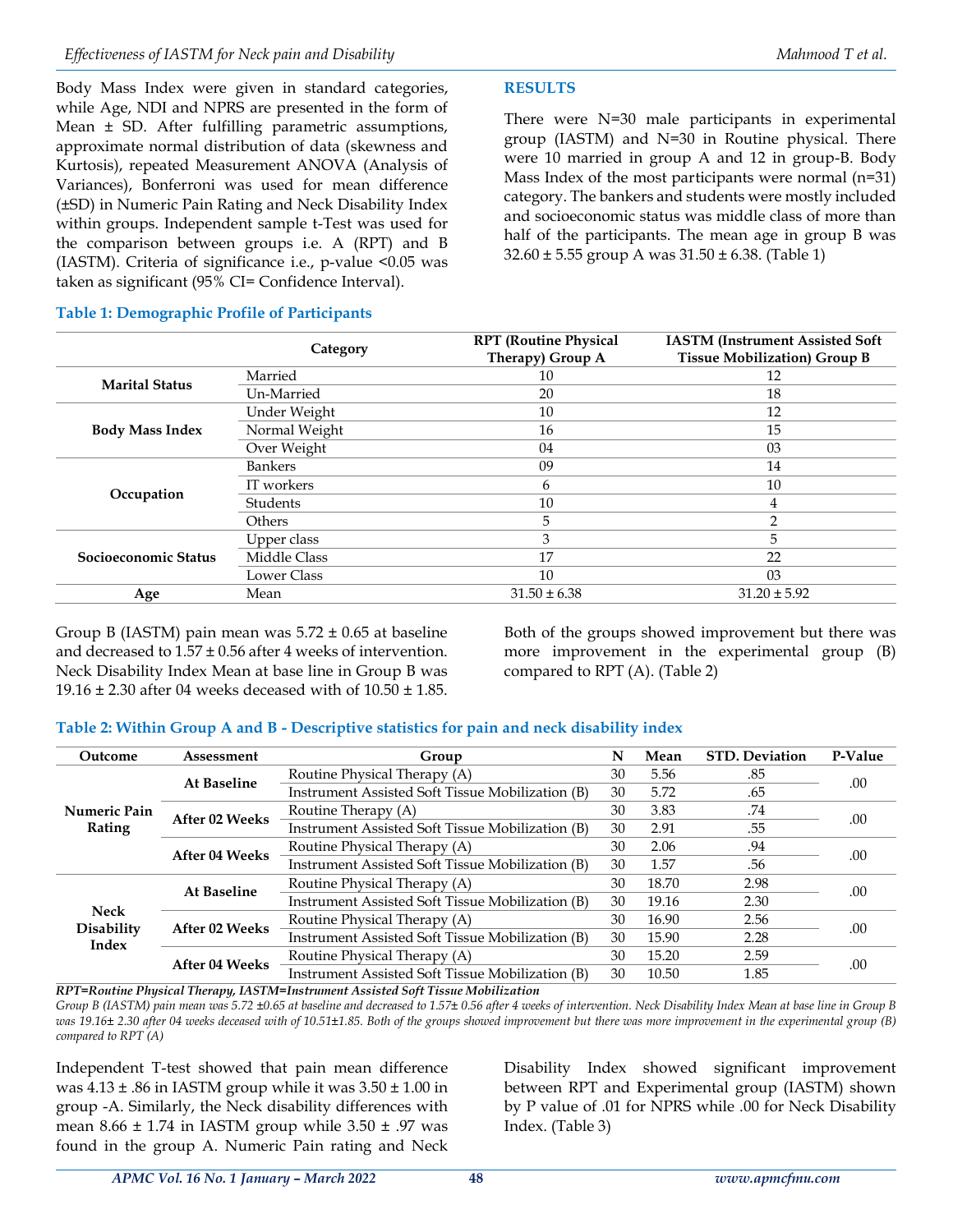Body Mass Index were given in standard categories, while Age, NDI and NPRS are presented in the form of Mean ± SD. After fulfilling parametric assumptions, approximate normal distribution of data (skewness and Kurtosis), repeated Measurement ANOVA (Analysis of Variances), Bonferroni was used for mean difference (±SD) in Numeric Pain Rating and Neck Disability Index within groups. Independent sample t-Test was used for the comparison between groups i.e. A (RPT) and B (IASTM). Criteria of significance i.e., p-value <0.05 was taken as significant (95% CI= Confidence Interval).

## RESULTS

There were N=30 male participants in experimental group (IASTM) and N=30 in Routine physical. There were 10 married in group A and 12 in group-B. Body Mass Index of the most participants were normal (n=31) category. The bankers and students were mostly included and socioeconomic status was middle class of more than half of the participants. The mean age in group B was 32.60 ± 5.55 group A was 31.50 ± 6.38. (Table 1)

**Table 1: Demographic Profile of Participants**

| Category | | RPT (Routine Physical Therapy) Group A | IASTM (Instrument Assisted Soft Tissue Mobilization) Group B |
|---|---|---|---|
| **Marital Status** | Married | 10 | 12 |
| | Un-Married | 20 | 18 |
| **Body Mass Index** | Under Weight | 10 | 12 |
| | Normal Weight | 16 | 15 |
| | Over Weight | 04 | 03 |
| **Occupation** | Bankers | 09 | 14 |
| | IT workers | 6 | 10 |
| | Students | 10 | 4 |
| | Others | 5 | 2 |
| **Socioeconomic Status** | Upper class | 3 | 5 |
| | Middle Class | 17 | 22 |
| | Lower Class | 10 | 03 |
| **Age** | Mean | 31.50 ± 6.38 | 31.20 ± 5.92 |

Group B (IASTM) pain mean was 5.72 ± 0.65 at baseline and decreased to 1.57 ± 0.56 after 4 weeks of intervention. Neck Disability Index Mean at base line in Group B was 19.16 ± 2.30 after 04 weeks deceased with of 10.50 ± 1.85. Both of the groups showed improvement but there was more improvement in the experimental group (B) compared to RPT (A). (Table 2)

**Table 2: Within Group A and B - Descriptive statistics for pain and neck disability index**

| Outcome | Assessment | Group | N | Mean | STD. Deviation | P-Value |
|---|---|---|---|---|---|---|
| **Numeric Pain Rating** | **At Baseline** | Routine Physical Therapy (A) | 30 | 5.56 | .85 | .00 |
| | | Instrument Assisted Soft Tissue Mobilization (B) | 30 | 5.72 | .65 | |
| | **After 02 Weeks** | Routine Therapy (A) | 30 | 3.83 | .74 | .00 |
| | | Instrument Assisted Soft Tissue Mobilization (B) | 30 | 2.91 | .55 | |
| | **After 04 Weeks** | Routine Physical Therapy (A) | 30 | 2.06 | .94 | .00 |
| | | Instrument Assisted Soft Tissue Mobilization (B) | 30 | 1.57 | .56 | |
| **Neck Disability Index** | **At Baseline** | Routine Physical Therapy (A) | 30 | 18.70 | 2.98 | .00 |
| | | Instrument Assisted Soft Tissue Mobilization (B) | 30 | 19.16 | 2.30 | |
| | **After 02 Weeks** | Routine Physical Therapy (A) | 30 | 16.90 | 2.56 | .00 |
| | | Instrument Assisted Soft Tissue Mobilization (B) | 30 | 15.90 | 2.28 | |
| | **After 04 Weeks** | Routine Physical Therapy (A) | 30 | 15.20 | 2.59 | .00 |
| | | Instrument Assisted Soft Tissue Mobilization (B) | 30 | 10.50 | 1.85 | |

***RPT=Routine Physical Therapy, IASTM=Instrument Assisted Soft Tissue Mobilization***

*Group B (IASTM) pain mean was 5.72 ±0.65 at baseline and decreased to 1.57± 0.56 after 4 weeks of intervention. Neck Disability Index Mean at base line in Group B was 19.16± 2.30 after 04 weeks deceased with of 10.51±1.85. Both of the groups showed improvement but there was more improvement in the experimental group (B) compared to RPT (A)*

Independent T-test showed that pain mean difference was 4.13 ± .86 in IASTM group while it was 3.50 ± 1.00 in group -A. Similarly, the Neck disability differences with mean 8.66 ± 1.74 in IASTM group while 3.50 ± .97 was found in the group A. Numeric Pain rating and Neck Disability Index showed significant improvement between RPT and Experimental group (IASTM) shown by P value of .01 for NPRS while .00 for Neck Disability Index. (Table 3)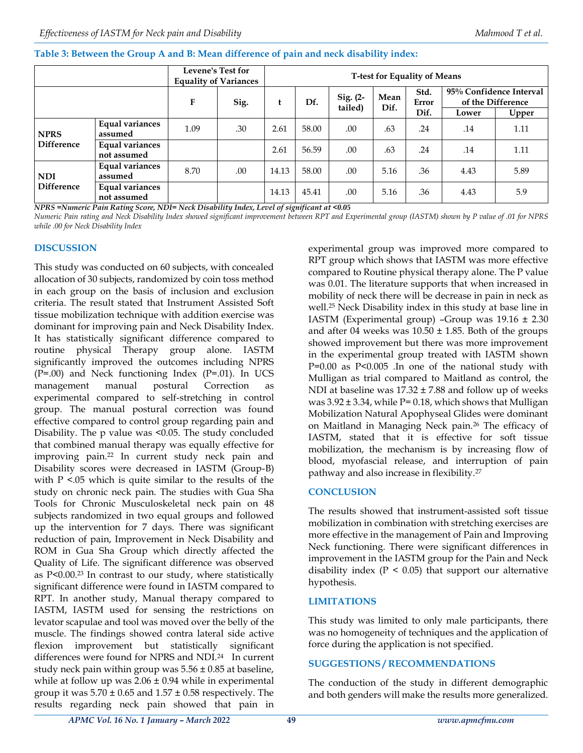**Table 3: Between the Group A and B: Mean difference of pain and neck disability index:**

| | | Levene's Test for Equality of Variances | | T-test for Equality of Means | | | | | | |
|---|---|---|---|---|---|---|---|---|---|---|
| | | F | Sig. | t | Df. | Sig. (2-tailed) | Mean Dif. | Std. Error Dif. | 95% Confidence Interval of the Difference | |
| | | | | | | | | | Lower | Upper |
| NPRS Difference | Equal variances assumed | 1.09 | .30 | 2.61 | 58.00 | .00 | .63 | .24 | .14 | 1.11 |
| | Equal variances not assumed | | | 2.61 | 56.59 | .00 | .63 | .24 | .14 | 1.11 |
| NDI Difference | Equal variances assumed | 8.70 | .00 | 14.13 | 58.00 | .00 | 5.16 | .36 | 4.43 | 5.89 |
| | Equal variances not assumed | | | 14.13 | 45.41 | .00 | 5.16 | .36 | 4.43 | 5.9 |

***NPRS =Numeric Pain Rating Score, NDI= Neck Disability Index, Level of significant at <0.05***

*Numeric Pain rating and Neck Disability Index showed significant improvement between RPT and Experimental group (IASTM) shown by P value of .01 for NPRS while .00 for Neck Disability Index*

## DISCUSSION

This study was conducted on 60 subjects, with concealed allocation of 30 subjects, randomized by coin toss method in each group on the basis of inclusion and exclusion criteria. The result stated that Instrument Assisted Soft tissue mobilization technique with addition exercise was dominant for improving pain and Neck Disability Index. It has statistically significant difference compared to routine physical Therapy group alone. IASTM significantly improved the outcomes including NPRS (P=.00) and Neck functioning Index (P=.01). In UCS management manual postural Correction as experimental compared to self-stretching in control group. The manual postural correction was found effective compared to control group regarding pain and Disability. The p value was <0.05. The study concluded that combined manual therapy was equally effective for improving pain.[22] In current study neck pain and Disability scores were decreased in IASTM (Group-B) with P <.05 which is quite similar to the results of the study on chronic neck pain. The studies with Gua Sha Tools for Chronic Musculoskeletal neck pain on 48 subjects randomized in two equal groups and followed up the intervention for 7 days. There was significant reduction of pain, Improvement in Neck Disability and ROM in Gua Sha Group which directly affected the Quality of Life. The significant difference was observed as P<0.00.[23] In contrast to our study, where statistically significant difference were found in IASTM compared to RPT. In another study, Manual therapy compared to IASTM, IASTM used for sensing the restrictions on levator scapulae and tool was moved over the belly of the muscle. The findings showed contra lateral side active flexion improvement but statistically significant differences were found for NPRS and NDI.[24] In current study neck pain within group was 5.56 ± 0.85 at baseline, while at follow up was 2.06 ± 0.94 while in experimental group it was 5.70 ± 0.65 and 1.57 ± 0.58 respectively. The results regarding neck pain showed that pain in experimental group was improved more compared to RPT group which shows that IASTM was more effective compared to Routine physical therapy alone. The P value was 0.01. The literature supports that when increased in mobility of neck there will be decrease in pain in neck as well.[25] Neck Disability index in this study at base line in IASTM (Experimental group) –Group was 19.16 ± 2.30 and after 04 weeks was 10.50 ± 1.85. Both of the groups showed improvement but there was more improvement in the experimental group treated with IASTM shown P=0.00 as P<0.005 .In one of the national study with Mulligan as trial compared to Maitland as control, the NDI at baseline was 17.32 ± 7.88 and follow up of weeks was 3.92 ± 3.34, while P= 0.18, which shows that Mulligan Mobilization Natural Apophyseal Glides were dominant on Maitland in Managing Neck pain.[26] The efficacy of IASTM, stated that it is effective for soft tissue mobilization, the mechanism is by increasing flow of blood, myofascial release, and interruption of pain pathway and also increase in flexibility.[27]

## CONCLUSION

The results showed that instrument-assisted soft tissue mobilization in combination with stretching exercises are more effective in the management of Pain and Improving Neck functioning. There were significant differences in improvement in the IASTM group for the Pain and Neck disability index (P < 0.05) that support our alternative hypothesis.

## LIMITATIONS

This study was limited to only male participants, there was no homogeneity of techniques and the application of force during the application is not specified.

## SUGGESTIONS / RECOMMENDATIONS

The conduction of the study in different demographic and both genders will make the results more generalized.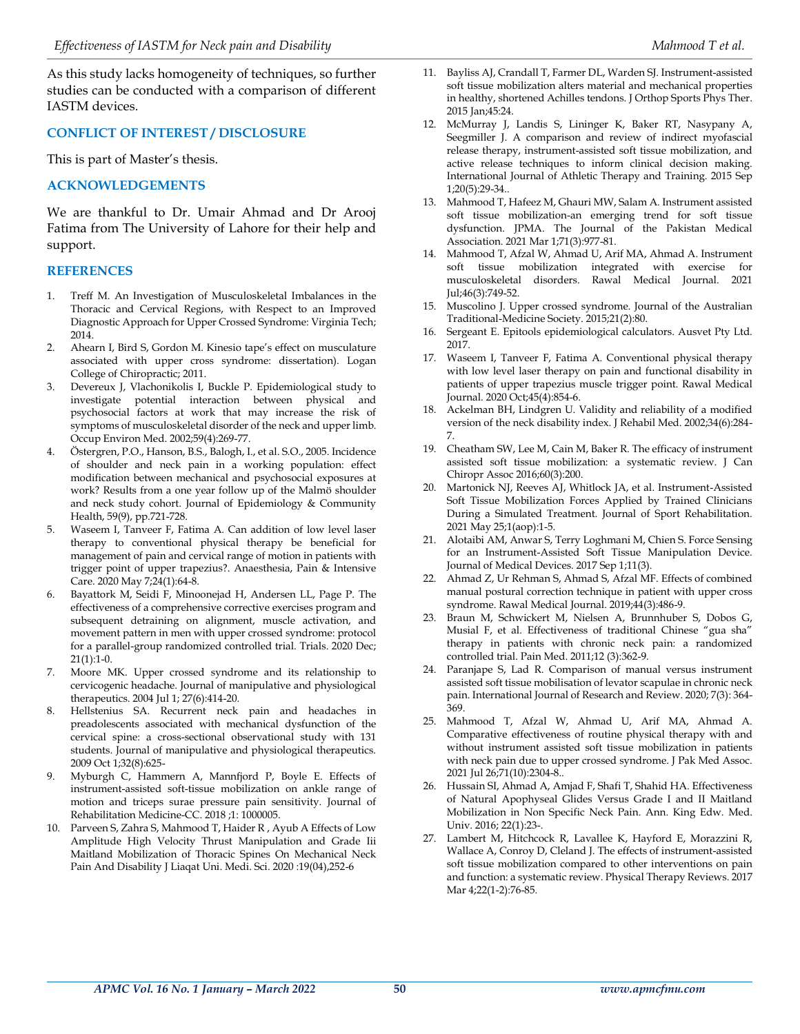As this study lacks homogeneity of techniques, so further studies can be conducted with a comparison of different IASTM devices.

## CONFLICT OF INTEREST / DISCLOSURE

This is part of Master's thesis.

## ACKNOWLEDGEMENTS

We are thankful to Dr. Umair Ahmad and Dr Arooj Fatima from The University of Lahore for their help and support.

## REFERENCES

1. Treff M. An Investigation of Musculoskeletal Imbalances in the Thoracic and Cervical Regions, with Respect to an Improved Diagnostic Approach for Upper Crossed Syndrome: Virginia Tech; 2014.
2. Ahearn I, Bird S, Gordon M. Kinesio tape's effect on musculature associated with upper cross syndrome: dissertation). Logan College of Chiropractic; 2011.
3. Devereux J, Vlachonikolis I, Buckle P. Epidemiological study to investigate potential interaction between physical and psychosocial factors at work that may increase the risk of symptoms of musculoskeletal disorder of the neck and upper limb. Occup Environ Med. 2002;59(4):269-77.
4. Östergren, P.O., Hanson, B.S., Balogh, I., et al. S.O., 2005. Incidence of shoulder and neck pain in a working population: effect modification between mechanical and psychosocial exposures at work? Results from a one year follow up of the Malmö shoulder and neck study cohort. Journal of Epidemiology & Community Health, 59(9), pp.721-728.
5. Waseem I, Tanveer F, Fatima A. Can addition of low level laser therapy to conventional physical therapy be beneficial for management of pain and cervical range of motion in patients with trigger point of upper trapezius?. Anaesthesia, Pain & Intensive Care. 2020 May 7;24(1):64-8.
6. Bayattork M, Seidi F, Minoonejad H, Andersen LL, Page P. The effectiveness of a comprehensive corrective exercises program and subsequent detraining on alignment, muscle activation, and movement pattern in men with upper crossed syndrome: protocol for a parallel-group randomized controlled trial. Trials. 2020 Dec; 21(1):1-0.
7. Moore MK. Upper crossed syndrome and its relationship to cervicogenic headache. Journal of manipulative and physiological therapeutics. 2004 Jul 1; 27(6):414-20.
8. Hellstenius SA. Recurrent neck pain and headaches in preadolescents associated with mechanical dysfunction of the cervical spine: a cross-sectional observational study with 131 students. Journal of manipulative and physiological therapeutics. 2009 Oct 1;32(8):625-
9. Myburgh C, Hammern A, Mannfjord P, Boyle E. Effects of instrument-assisted soft-tissue mobilization on ankle range of motion and triceps surae pressure pain sensitivity. Journal of Rehabilitation Medicine-CC. 2018 ;1: 1000005.
10. Parveen S, Zahra S, Mahmood T, Haider R , Ayub A Effects of Low Amplitude High Velocity Thrust Manipulation and Grade Iii Maitland Mobilization of Thoracic Spines On Mechanical Neck Pain And Disability J Liaqat Uni. Medi. Sci. 2020 :19(04),252-6
11. Bayliss AJ, Crandall T, Farmer DL, Warden SJ. Instrument-assisted soft tissue mobilization alters material and mechanical properties in healthy, shortened Achilles tendons. J Orthop Sports Phys Ther. 2015 Jan;45:24.
12. McMurray J, Landis S, Lininger K, Baker RT, Nasypany A, Seegmiller J. A comparison and review of indirect myofascial release therapy, instrument-assisted soft tissue mobilization, and active release techniques to inform clinical decision making. International Journal of Athletic Therapy and Training. 2015 Sep 1;20(5):29-34..
13. Mahmood T, Hafeez M, Ghauri MW, Salam A. Instrument assisted soft tissue mobilization-an emerging trend for soft tissue dysfunction. JPMA. The Journal of the Pakistan Medical Association. 2021 Mar 1;71(3):977-81.
14. Mahmood T, Afzal W, Ahmad U, Arif MA, Ahmad A. Instrument soft tissue mobilization integrated with exercise for musculoskeletal disorders. Rawal Medical Journal. 2021 Jul;46(3):749-52.
15. Muscolino J. Upper crossed syndrome. Journal of the Australian Traditional-Medicine Society. 2015;21(2):80.
16. Sergeant E. Epitools epidemiological calculators. Ausvet Pty Ltd. 2017.
17. Waseem I, Tanveer F, Fatima A. Conventional physical therapy with low level laser therapy on pain and functional disability in patients of upper trapezius muscle trigger point. Rawal Medical Journal. 2020 Oct;45(4):854-6.
18. Ackelman BH, Lindgren U. Validity and reliability of a modified version of the neck disability index. J Rehabil Med. 2002;34(6):284-7.
19. Cheatham SW, Lee M, Cain M, Baker R. The efficacy of instrument assisted soft tissue mobilization: a systematic review. J Can Chiropr Assoc 2016;60(3):200.
20. Martonick NJ, Reeves AJ, Whitlock JA, et al. Instrument-Assisted Soft Tissue Mobilization Forces Applied by Trained Clinicians During a Simulated Treatment. Journal of Sport Rehabilitation. 2021 May 25;1(aop):1-5.
21. Alotaibi AM, Anwar S, Terry Loghmani M, Chien S. Force Sensing for an Instrument-Assisted Soft Tissue Manipulation Device. Journal of Medical Devices. 2017 Sep 1;11(3).
22. Ahmad Z, Ur Rehman S, Ahmad S, Afzal MF. Effects of combined manual postural correction technique in patient with upper cross syndrome. Rawal Medical Journal. 2019;44(3):486-9.
23. Braun M, Schwickert M, Nielsen A, Brunnhuber S, Dobos G, Musial F, et al. Effectiveness of traditional Chinese "gua sha" therapy in patients with chronic neck pain: a randomized controlled trial. Pain Med. 2011;12 (3):362-9.
24. Paranjape S, Lad R. Comparison of manual versus instrument assisted soft tissue mobilisation of levator scapulae in chronic neck pain. International Journal of Research and Review. 2020; 7(3): 364-369.
25. Mahmood T, Afzal W, Ahmad U, Arif MA, Ahmad A. Comparative effectiveness of routine physical therapy with and without instrument assisted soft tissue mobilization in patients with neck pain due to upper crossed syndrome. J Pak Med Assoc. 2021 Jul 26;71(10):2304-8..
26. Hussain SI, Ahmad A, Amjad F, Shafi T, Shahid HA. Effectiveness of Natural Apophyseal Glides Versus Grade I and II Maitland Mobilization in Non Specific Neck Pain. Ann. King Edw. Med. Univ. 2016; 22(1):23-.
27. Lambert M, Hitchcock R, Lavallee K, Hayford E, Morazzini R, Wallace A, Conroy D, Cleland J. The effects of instrument-assisted soft tissue mobilization compared to other interventions on pain and function: a systematic review. Physical Therapy Reviews. 2017 Mar 4;22(1-2):76-85.